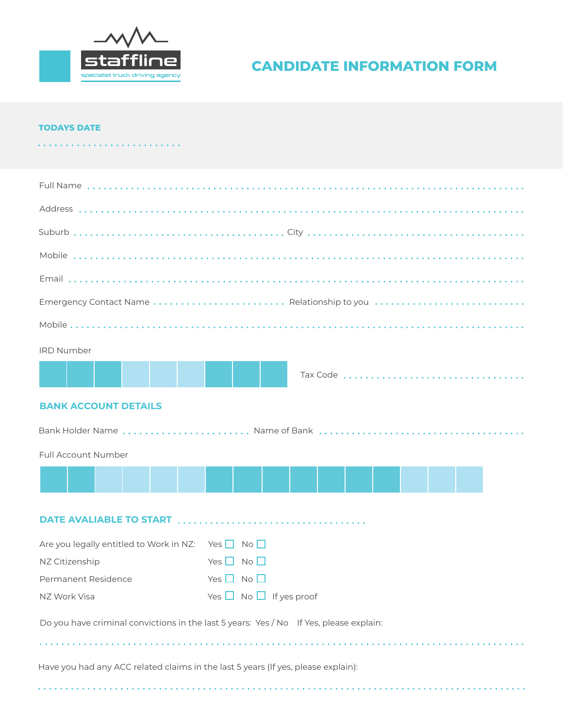stafffline

specialist truck driving agency

# CANDIDATE INFORMATION FORM

**TODAYS DATE**

. . . . . . . . . . . . . . . . . . . . . . . . .

Full Name . . . . . . . . . . . . . . . . . . . . . . . . . . . . . . . . . . . . . . . . . . . . . . . . . . . . . . . . . . . . . . . . . . . . . . .

Address . . . . . . . . . . . . . . . . . . . . . . . . . . . . . . . . . . . . . . . . . . . . . . . . . . . . . . . . . . . . . . . . . . . . . . . . .

Suburb . . . . . . . . . . . . . . . . . . . . . . . . . . . . . . . . . . . . . City . . . . . . . . . . . . . . . . . . . . . . . . . . . . . . . . . . . .

Mobile . . . . . . . . . . . . . . . . . . . . . . . . . . . . . . . . . . . . . . . . . . . . . . . . . . . . . . . . . . . . . . . . . . . . . . . . . . .

Email . . . . . . . . . . . . . . . . . . . . . . . . . . . . . . . . . . . . . . . . . . . . . . . . . . . . . . . . . . . . . . . . . . . . . . . . . . .

Emergency Contact Name . . . . . . . . . . . . . . . . . . . . . . . Relationship to you . . . . . . . . . . . . . . . . . . . . . . . . . .

Mobile . . . . . . . . . . . . . . . . . . . . . . . . . . . . . . . . . . . . . . . . . . . . . . . . . . . . . . . . . . . . . . . . . . . . . . . . . . .

IRD Number

| | | | | | | | | |
|---|---|---|---|---|---|---|---|---|
| | | | | | | | | |

Tax Code . . . . . . . . . . . . . . . . . . . . . . . . . . . . . . . .

## BANK ACCOUNT DETAILS

Bank Holder Name . . . . . . . . . . . . . . . . . . . . . . . Name of Bank . . . . . . . . . . . . . . . . . . . . . . . . . . . . . . . . . . . .

Full Account Number

| | | | | | | | | | | | | | | | |
|---|---|---|---|---|---|---|---|---|---|---|---|---|---|---|---|
| | | | | | | | | | | | | | | | |

## DATE AVALIABLE TO START . . . . . . . . . . . . . . . . . . . . . . . . . . . . . . . . . .

Are you legally entitled to Work in NZ: Yes ☐ No ☐

NZ Citizenship Yes ☐ No ☐

Permanent Residence Yes ☐ No ☐

NZ Work Visa Yes ☐ No ☐ If yes proof

Do you have criminal convictions in the last 5 years: Yes / No If Yes, please explain:

. . . . . . . . . . . . . . . . . . . . . . . . . . . . . . . . . . . . . . . . . . . . . . . . . . . . . . . . . . . . . . . . . . . . . . . . . . . . . . . .

Have you had any ACC related claims in the last 5 years (If yes, please explain):

. . . . . . . . . . . . . . . . . . . . . . . . . . . . . . . . . . . . . . . . . . . . . . . . . . . . . . . . . . . . . . . . . . . . . . . . . . . . . . . .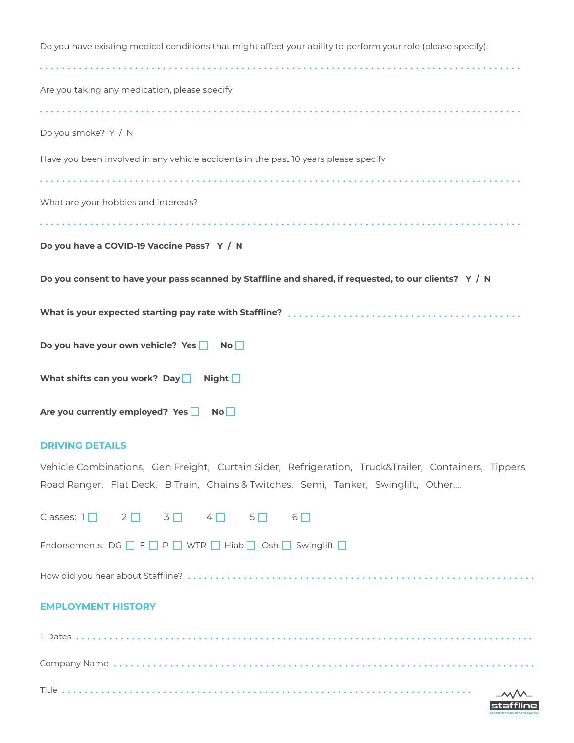Do you have existing medical conditions that might affect your ability to perform your role (please specify):

.................................................................................................

Are you taking any medication, please specify

.................................................................................................

Do you smoke? Y / N

Have you been involved in any vehicle accidents in the past 10 years please specify

.................................................................................................

What are your hobbies and interests?

.................................................................................................

**Do you have a COVID-19 Vaccine Pass? Y / N**

**Do you consent to have your pass scanned by Staffline and shared, if requested, to our clients? Y / N**

**What is your expected starting pay rate with Staffline?** ..........................................

**Do you have your own vehicle? Yes ☐ No ☐**

**What shifts can you work? Day ☐ Night ☐**

**Are you currently employed? Yes ☐ No ☐**

## DRIVING DETAILS

Vehicle Combinations, Gen Freight, Curtain Sider, Refrigeration, Truck&Trailer, Containers, Tippers, Road Ranger, Flat Deck, B Train, Chains & Twitches, Semi, Tanker, Swinglift, Other....

Classes: 1 ☐ 2 ☐ 3 ☐ 4 ☐ 5 ☐ 6 ☐

Endorsements: DG ☐ F ☐ P ☐ WTR ☐ Hiab ☐ Osh ☐ Swinglift ☐

How did you hear about Staffline? ..........................................................

## EMPLOYMENT HISTORY

1. Dates ....................................................................................

Company Name ..........................................................................

Title ...................................................................................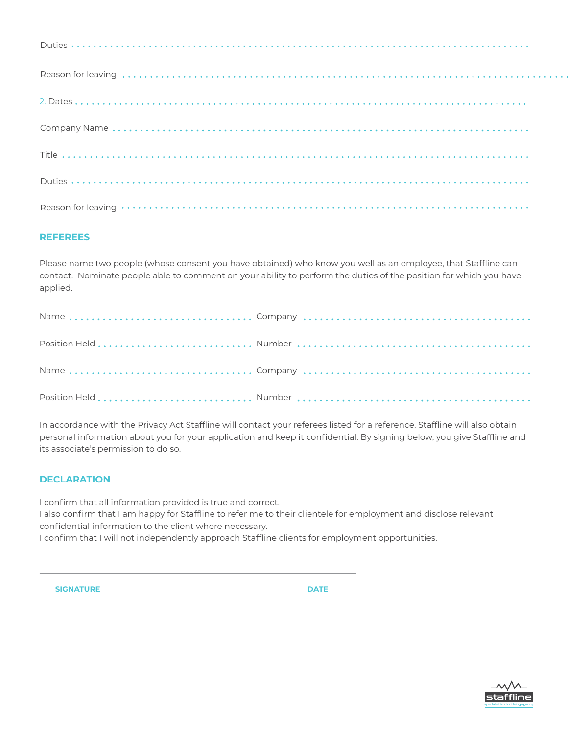Duties ..........................................................................

Reason for leaving ..........................................................................

2. Dates ..........................................................................

Company Name ..........................................................................

Title ..........................................................................

Duties ..........................................................................

Reason for leaving ..........................................................................

## REFEREES

Please name two people (whose consent you have obtained) who know you well as an employee, that Staffline can contact. Nominate people able to comment on your ability to perform the duties of the position for which you have applied.

Name .................................. Company ..................................

Position Held .................................. Number ..................................

Name .................................. Company ..................................

Position Held .................................. Number ..................................

In accordance with the Privacy Act Staffline will contact your referees listed for a reference. Staffline will also obtain personal information about you for your application and keep it confidential. By signing below, you give Staffline and its associate's permission to do so.

## DECLARATION

I confirm that all information provided is true and correct.
I also confirm that I am happy for Staffline to refer me to their clientele for employment and disclose relevant confidential information to the client where necessary.
I confirm that I will not independently approach Staffline clients for employment opportunities.

**SIGNATURE** **DATE**